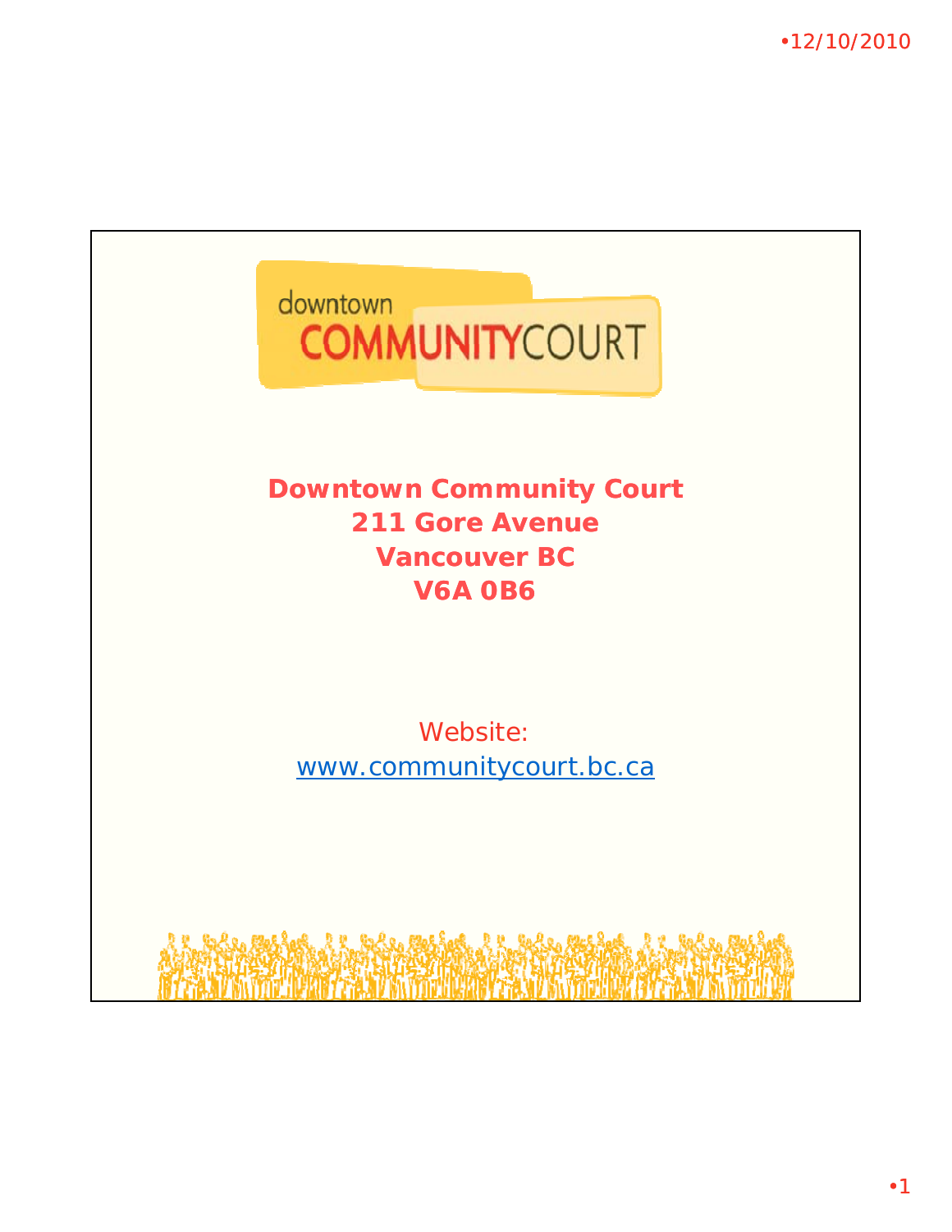downtown COMMUNITYCOURT

**Downtown Community Court**
**211 Gore Avenue**
**Vancouver BC**
**V6A 0B6**

Website:
www.communitycourt.bc.ca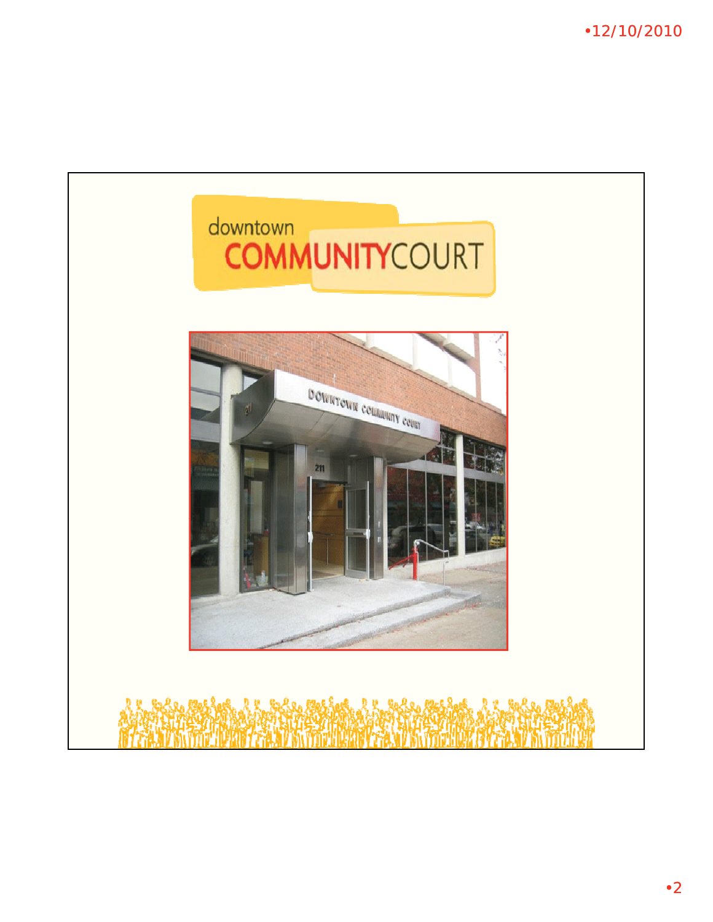downtown COMMUNITYCOURT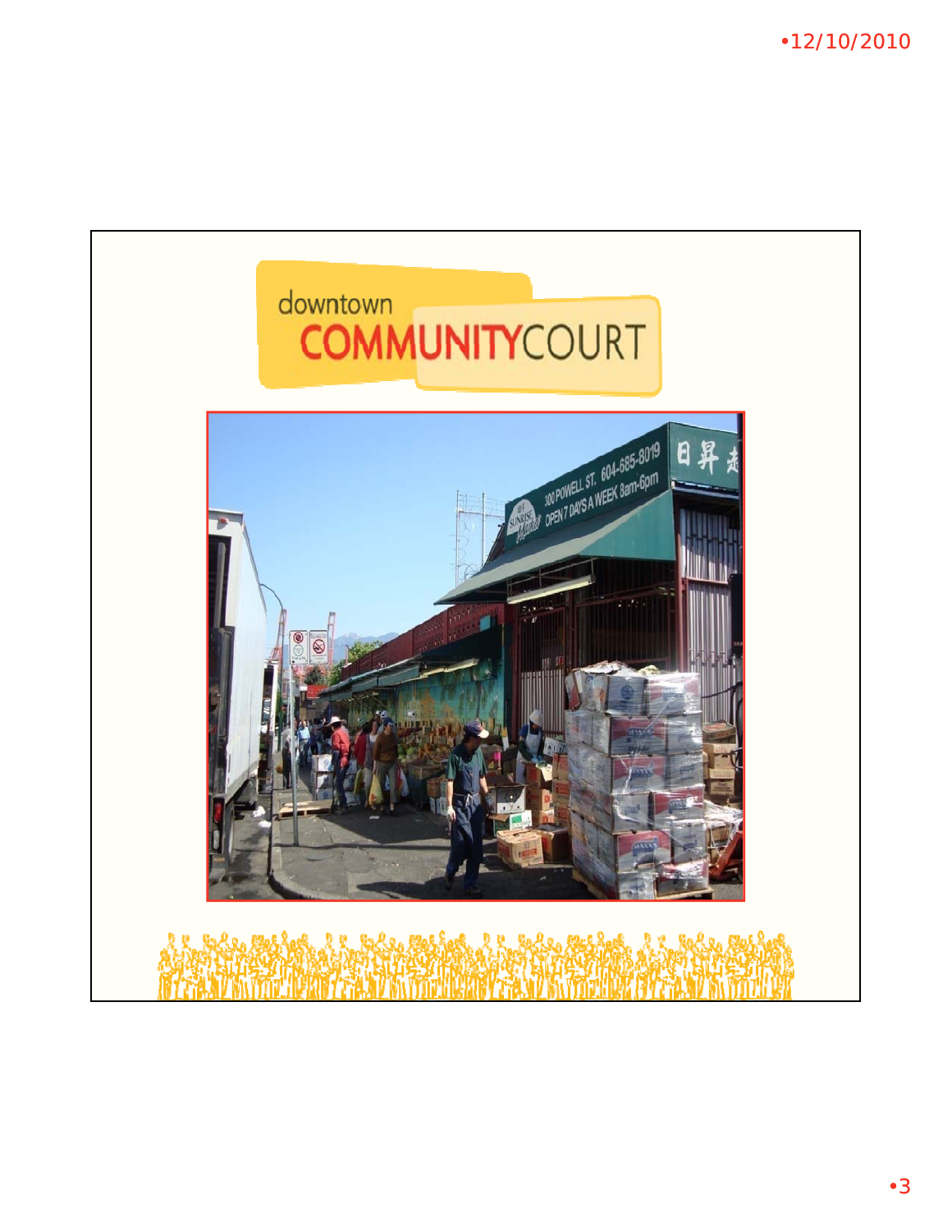downtown COMMUNITYCOURT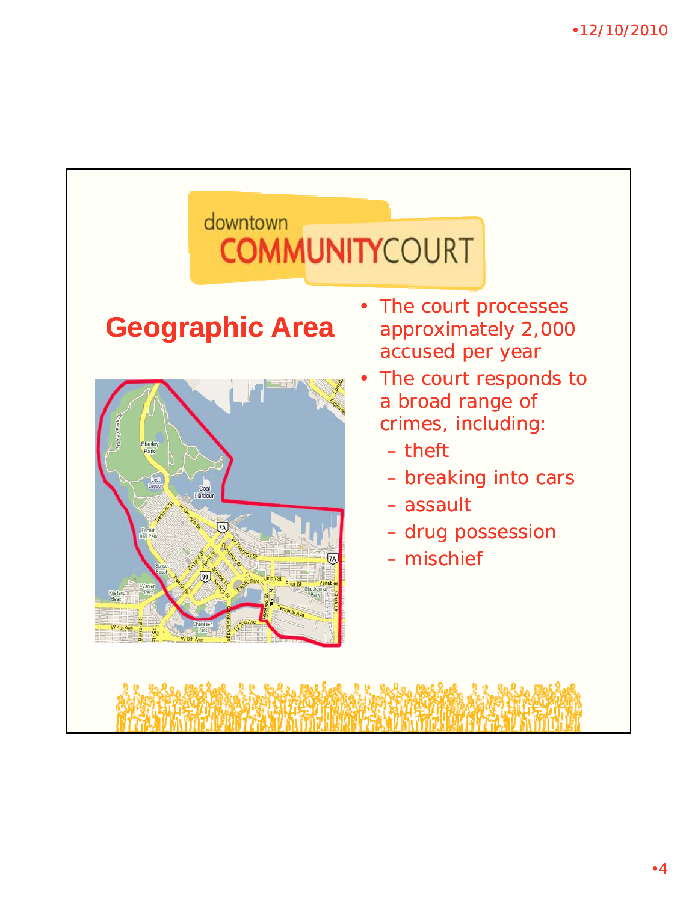downtown COMMUNITYCOURT

## Geographic Area

- The court processes approximately 2,000 accused per year
- The court responds to a broad range of crimes, including:
  - theft
  - breaking into cars
  - assault
  - drug possession
  - mischief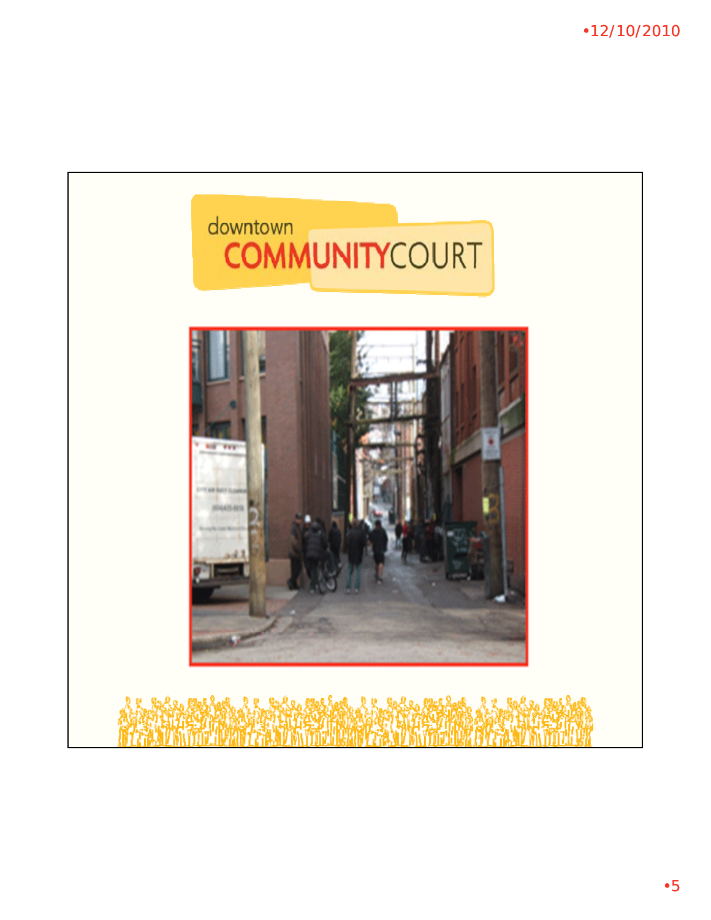downtown COMMUNITYCOURT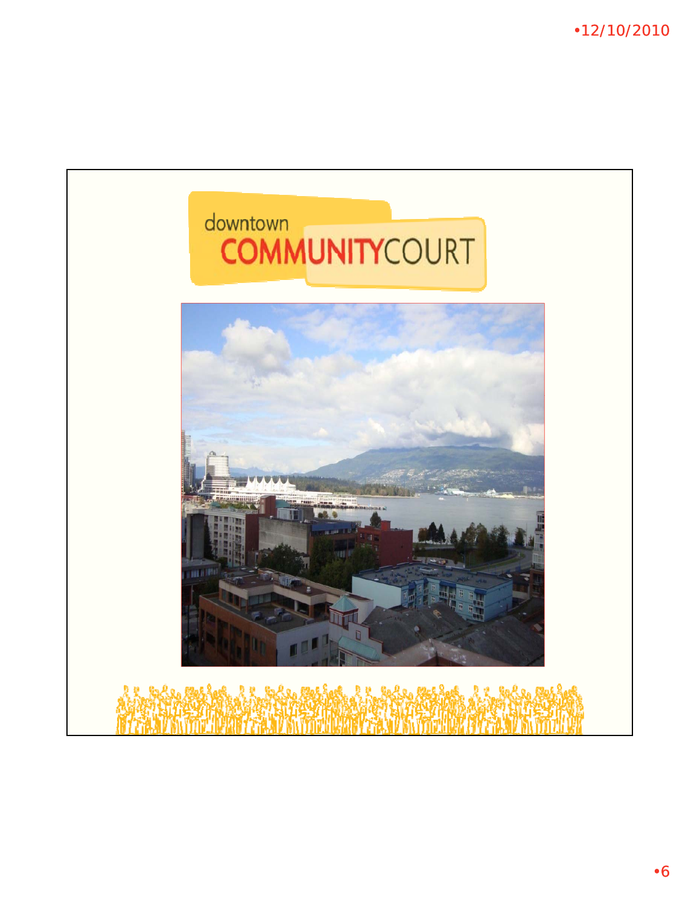downtown COMMUNITYCOURT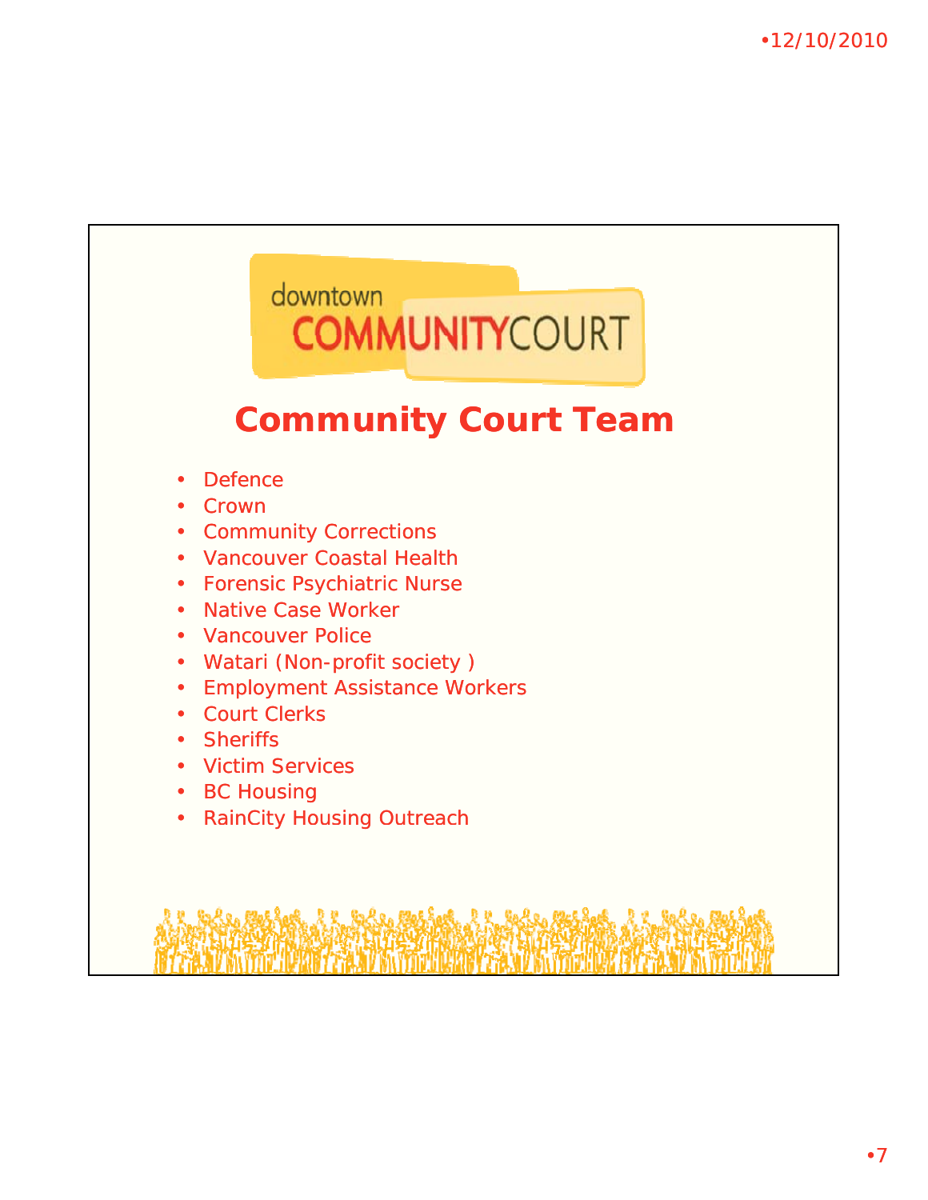downtown COMMUNITYCOURT

# Community Court Team

- Defence
- Crown
- Community Corrections
- Vancouver Coastal Health
- Forensic Psychiatric Nurse
- Native Case Worker
- Vancouver Police
- Watari (Non-profit society )
- Employment Assistance Workers
- Court Clerks
- Sheriffs
- Victim Services
- BC Housing
- RainCity Housing Outreach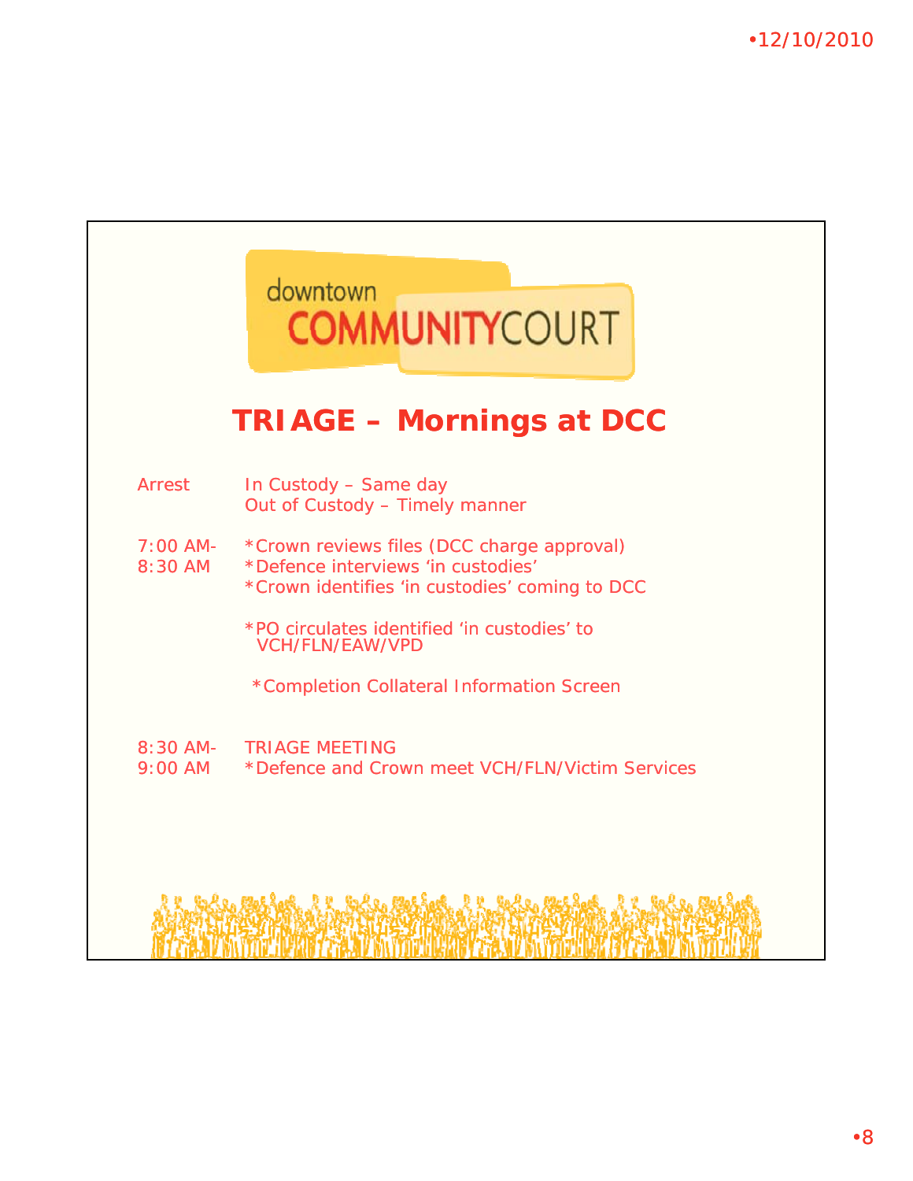downtown COMMUNITYCOURT

# TRIAGE – Mornings at DCC

Arrest
In Custody – Same day
Out of Custody – Timely manner

7:00 AM- 8:30 AM
*Crown reviews files (DCC charge approval)
*Defence interviews 'in custodies'
*Crown identifies 'in custodies' coming to DCC

*PO circulates identified 'in custodies' to VCH/FLN/EAW/VPD

*Completion Collateral Information Screen

8:30 AM- 9:00 AM
TRIAGE MEETING
*Defence and Crown meet VCH/FLN/Victim Services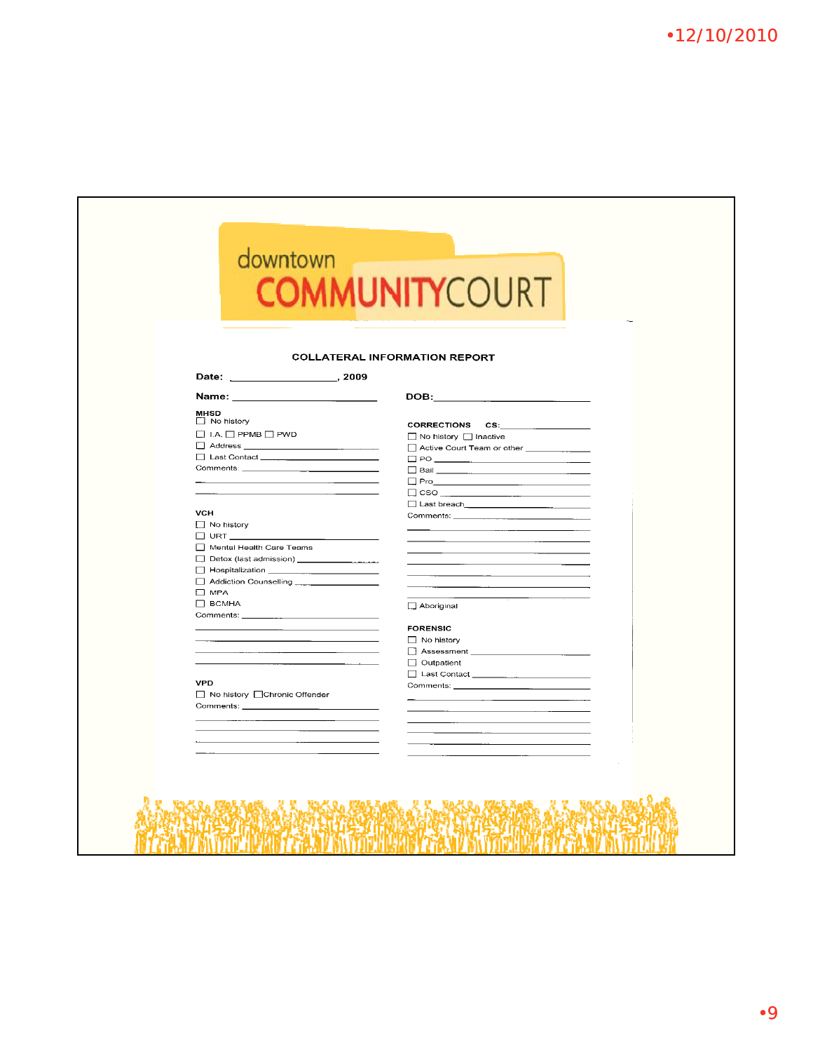downtown
COMMUNITYCOURT

## COLLATERAL INFORMATION REPORT

**Date:** ____________________, 2009

**Name:** ____________________ **DOB:** ____________________

**MHSD**
- ☐ No history
- ☐ I.A. ☐ PPMB ☐ PWD
- ☐ Address ____________________
- ☐ Last Contact ____________________

Comments: ____________________

**VCH**
- ☐ No history
- ☐ URT ____________________
- ☐ Mental Health Care Teams
- ☐ Detox (last admission) ____________________
- ☐ Hospitalization ____________________
- ☐ Addiction Counselling ____________________
- ☐ MPA
- ☐ BCMHA

Comments: ____________________

**VPD**
- ☐ No history ☐ Chronic Offender

Comments: ____________________

**CORRECTIONS** **CS:** ____________________
- ☐ No history ☐ Inactive
- ☐ Active Court Team or other ____________________
- ☐ PO ____________________
- ☐ Bail ____________________
- ☐ Pro ____________________
- ☐ CSO ____________________
- ☐ Last breach ____________________

Comments: ____________________

- ☐ Aboriginal

**FORENSIC**
- ☐ No history
- ☐ Assessment ____________________
- ☐ Outpatient
- ☐ Last Contact ____________________

Comments: ____________________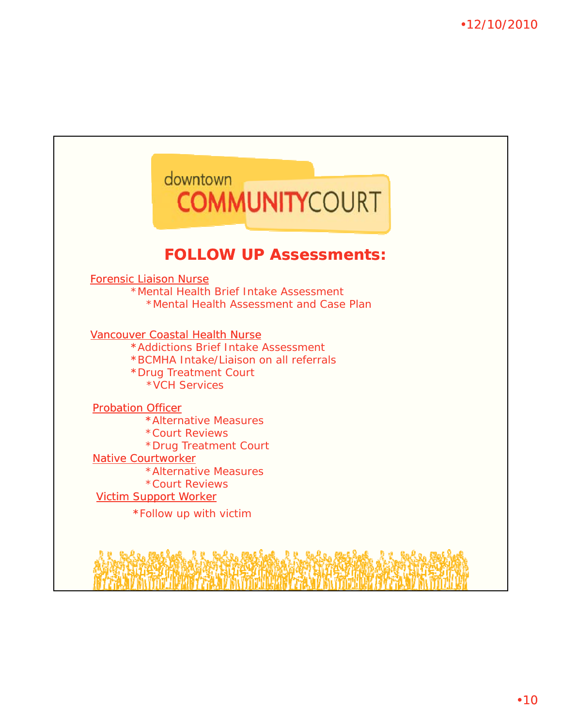downtown COMMUNITYCOURT

## FOLLOW UP Assessments:

<u>Forensic Liaison Nurse</u>

- *Mental Health Brief Intake Assessment
- *Mental Health Assessment and Case Plan

<u>Vancouver Coastal Health Nurse</u>

- *Addictions Brief Intake Assessment
- *BCMHA Intake/Liaison on all referrals
- *Drug Treatment Court
- *VCH Services

<u>Probation Officer</u>

- *Alternative Measures
- *Court Reviews
- *Drug Treatment Court

<u>Native Courtworker</u>

- *Alternative Measures
- *Court Reviews

<u>Victim Support Worker</u>

- *Follow up with victim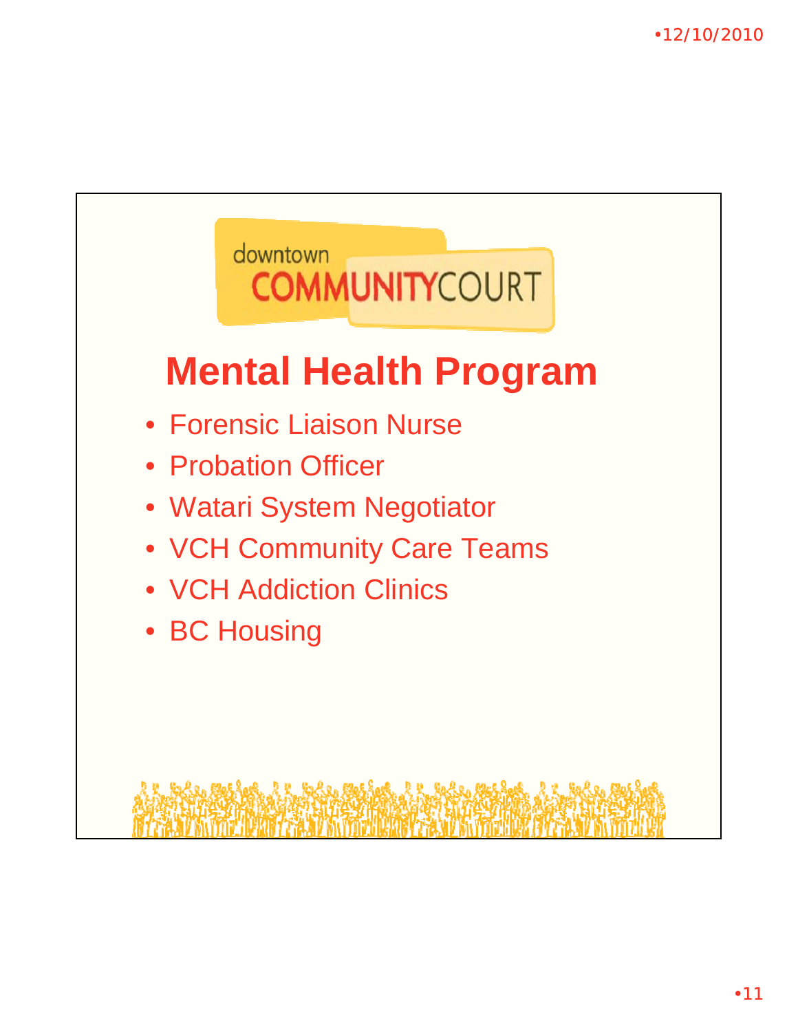downtown COMMUNITYCOURT

# Mental Health Program

- Forensic Liaison Nurse
- Probation Officer
- Watari System Negotiator
- VCH Community Care Teams
- VCH Addiction Clinics
- BC Housing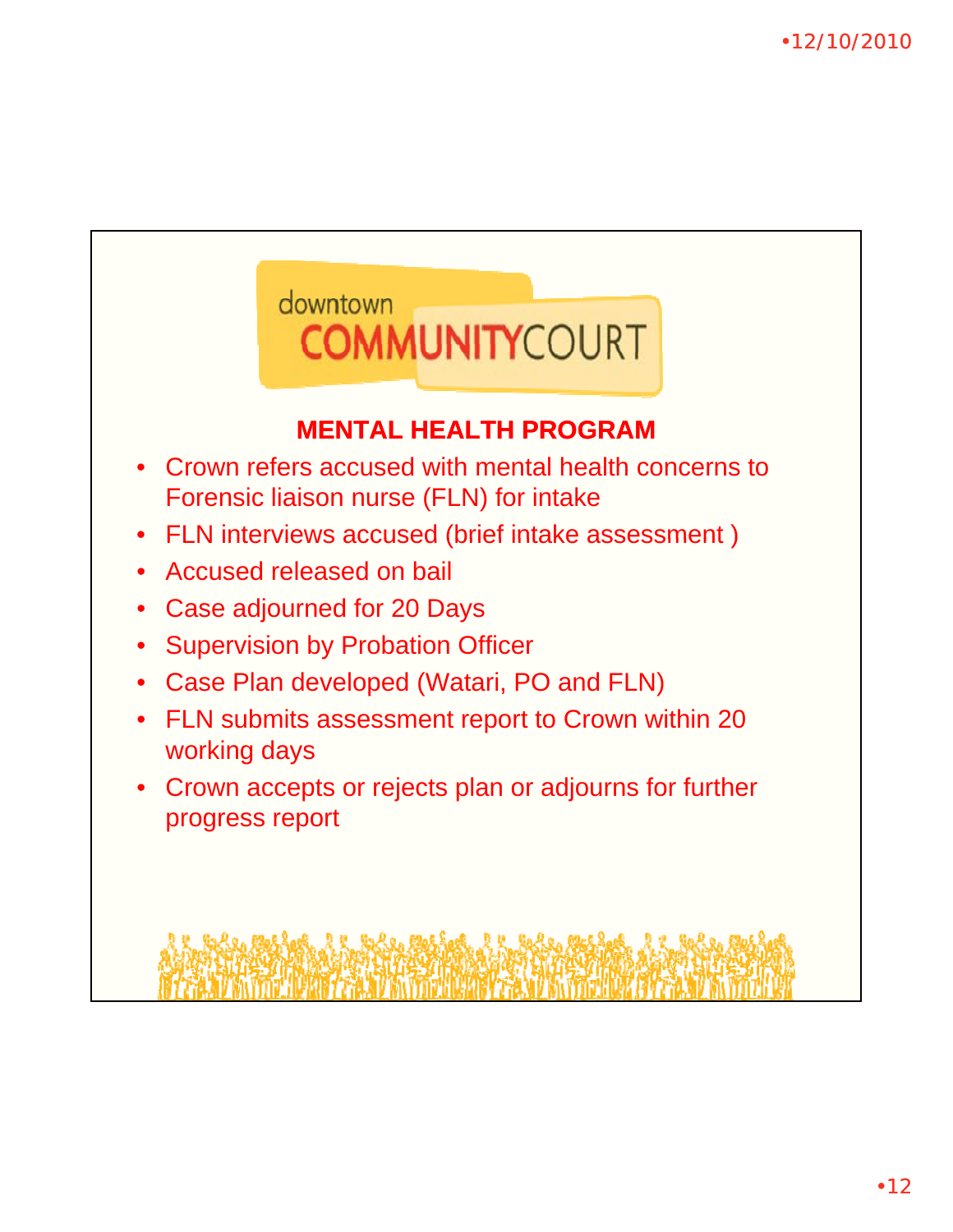downtown COMMUNITYCOURT

## MENTAL HEALTH PROGRAM

- Crown refers accused with mental health concerns to Forensic liaison nurse (FLN) for intake
- FLN interviews accused (brief intake assessment )
- Accused released on bail
- Case adjourned for 20 Days
- Supervision by Probation Officer
- Case Plan developed (Watari, PO and FLN)
- FLN submits assessment report to Crown within 20 working days
- Crown accepts or rejects plan or adjourns for further progress report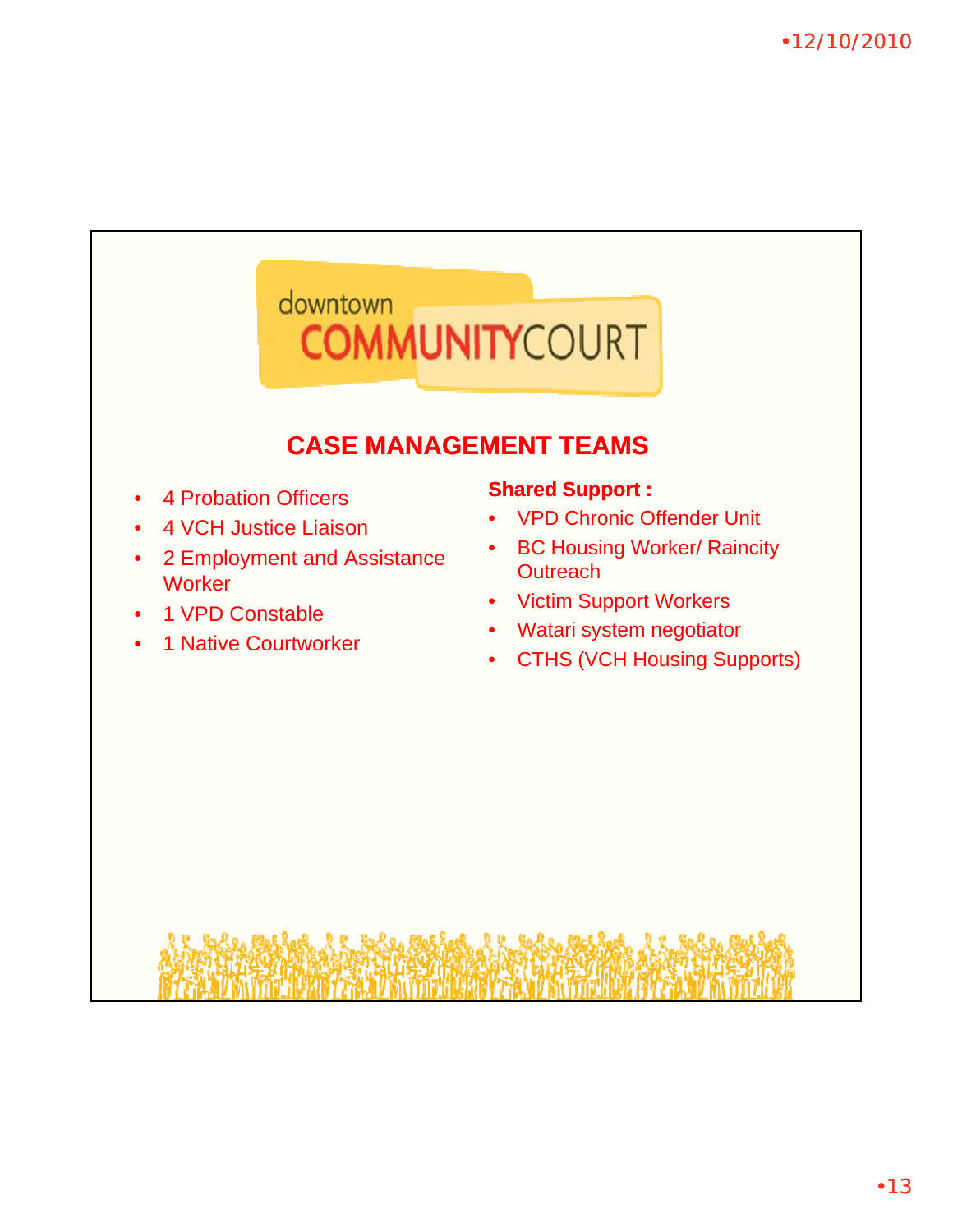downtown COMMUNITY COURT

## CASE MANAGEMENT TEAMS

- 4 Probation Officers
- 4 VCH Justice Liaison
- 2 Employment and Assistance Worker
- 1 VPD Constable
- 1 Native Courtworker

**Shared Support :**

- VPD Chronic Offender Unit
- BC Housing Worker/ Raincity Outreach
- Victim Support Workers
- Watari system negotiator
- CTHS (VCH Housing Supports)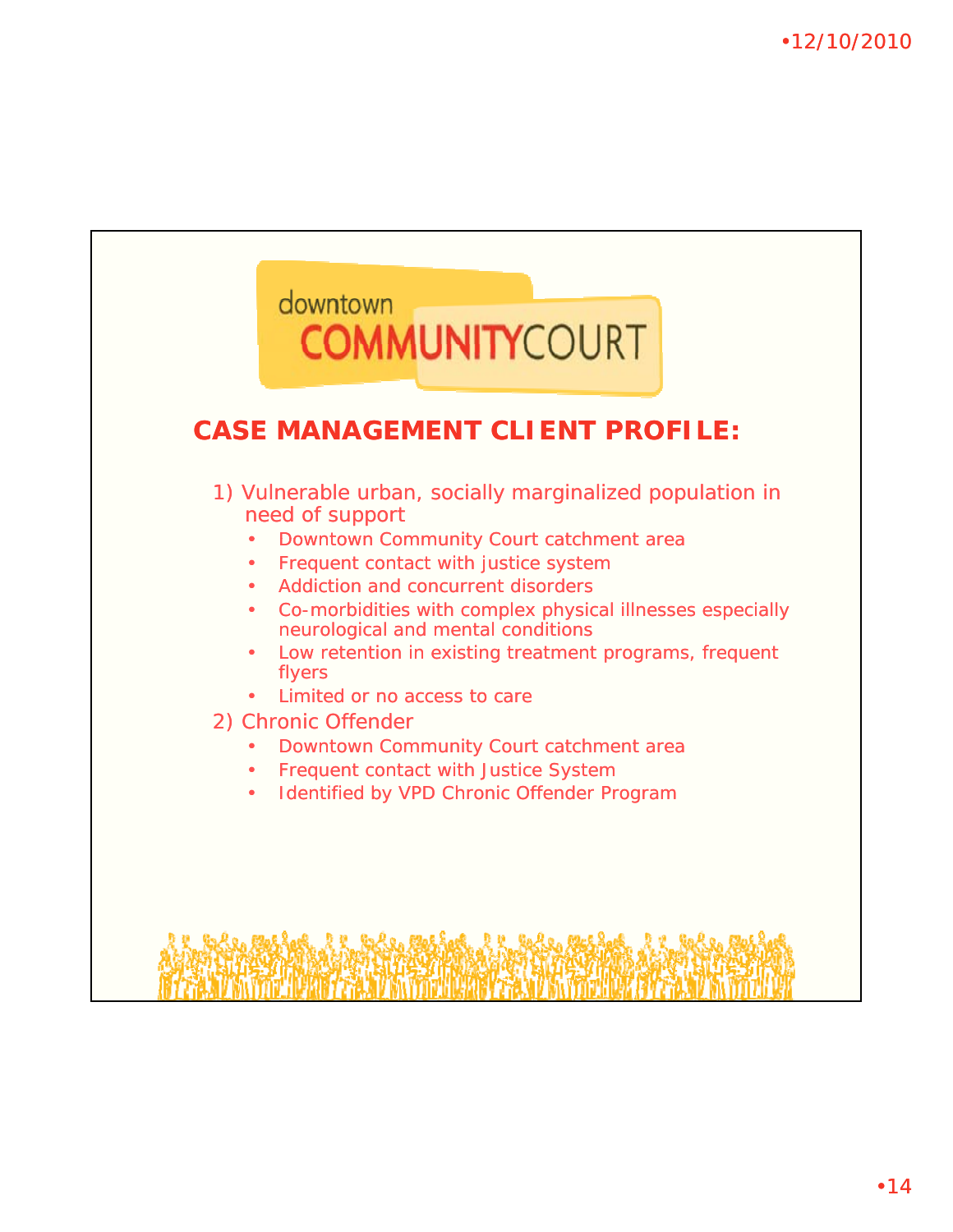downtown COMMUNITYCOURT

## CASE MANAGEMENT CLIENT PROFILE:

1) Vulnerable urban, socially marginalized population in need of support
   - Downtown Community Court catchment area
   - Frequent contact with justice system
   - Addiction and concurrent disorders
   - Co-morbidities with complex physical illnesses especially neurological and mental conditions
   - Low retention in existing treatment programs, frequent flyers
   - Limited or no access to care

2) Chronic Offender
   - Downtown Community Court catchment area
   - Frequent contact with Justice System
   - Identified by VPD Chronic Offender Program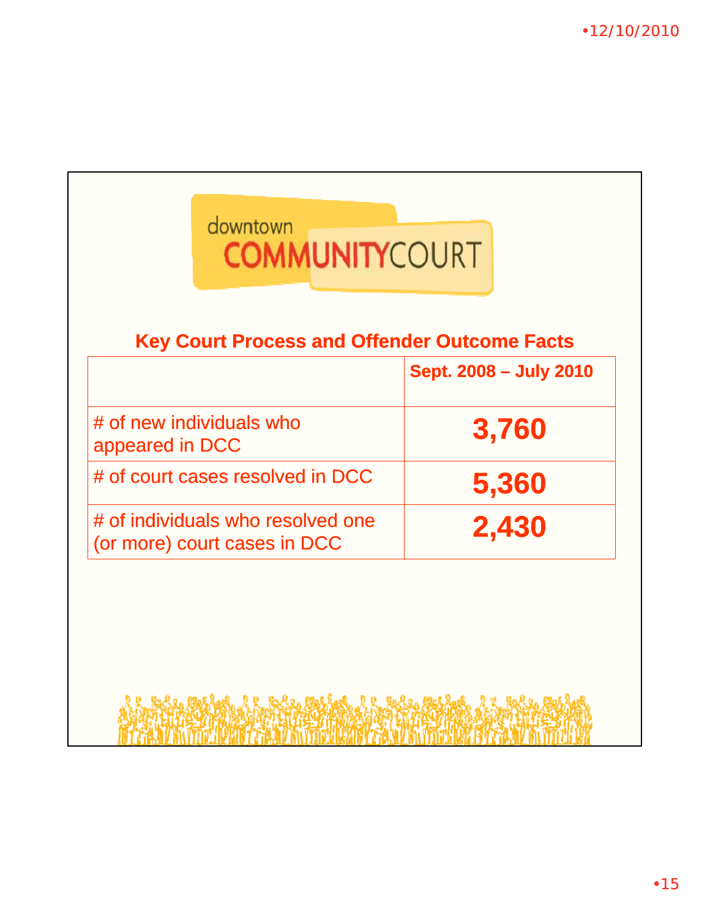downtown COMMUNITYCOURT

## Key Court Process and Offender Outcome Facts

| | Sept. 2008 – July 2010 |
|---|---|
| # of new individuals who appeared in DCC | **3,760** |
| # of court cases resolved in DCC | **5,360** |
| # of individuals who resolved one (or more) court cases in DCC | **2,430** |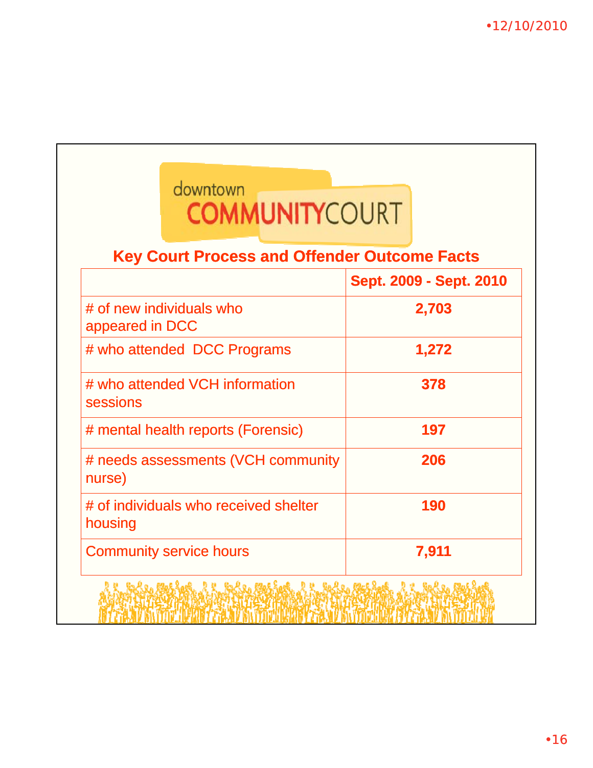downtown COMMUNITYCOURT

## Key Court Process and Offender Outcome Facts

| | Sept. 2009 - Sept. 2010 |
|---|---|
| # of new individuals who appeared in DCC | 2,703 |
| # who attended DCC Programs | 1,272 |
| # who attended VCH information sessions | 378 |
| # mental health reports (Forensic) | 197 |
| # needs assessments (VCH community nurse) | 206 |
| # of individuals who received shelter housing | 190 |
| Community service hours | 7,911 |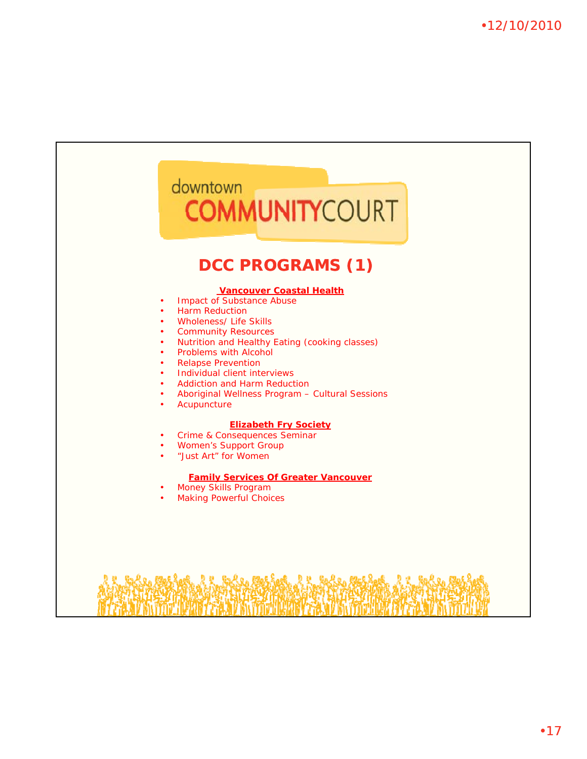downtown COMMUNITYCOURT

# DCC PROGRAMS (1)

**Vancouver Coastal Health**

- Impact of Substance Abuse
- Harm Reduction
- Wholeness/ Life Skills
- Community Resources
- Nutrition and Healthy Eating (cooking classes)
- Problems with Alcohol
- Relapse Prevention
- Individual client interviews
- Addiction and Harm Reduction
- Aboriginal Wellness Program – Cultural Sessions
- Acupuncture

**Elizabeth Fry Society**

- Crime & Consequences Seminar
- Women's Support Group
- "Just Art" for Women

**Family Services Of Greater Vancouver**

- Money Skills Program
- Making Powerful Choices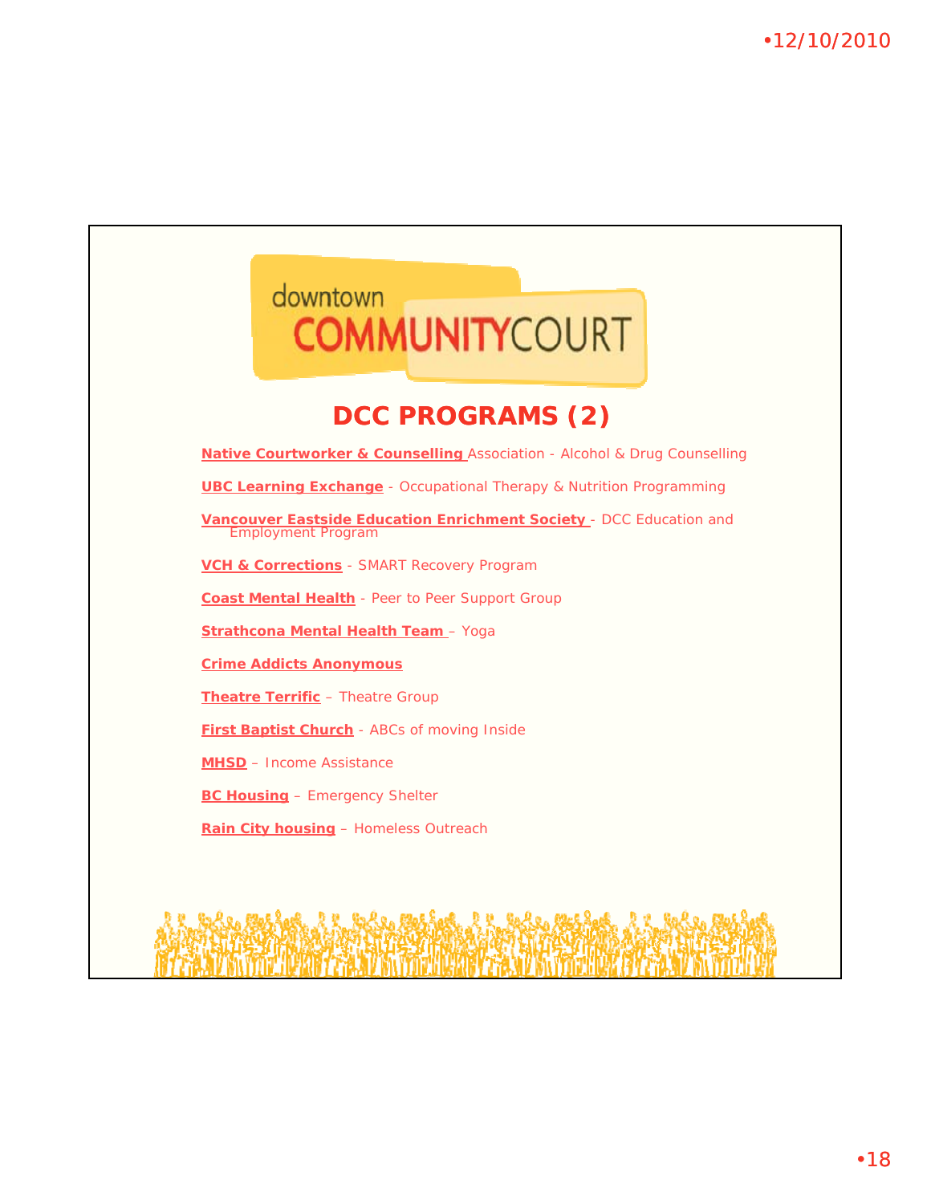downtown COMMUNITYCOURT

# DCC PROGRAMS (2)

**Native Courtworker & Counselling** Association - Alcohol & Drug Counselling

**UBC Learning Exchange** - Occupational Therapy & Nutrition Programming

**Vancouver Eastside Education Enrichment Society** - DCC Education and Employment Program

**VCH & Corrections** - SMART Recovery Program

**Coast Mental Health** - Peer to Peer Support Group

**Strathcona Mental Health Team** – Yoga

**Crime Addicts Anonymous**

**Theatre Terrific** – Theatre Group

**First Baptist Church** - ABCs of moving Inside

**MHSD** – Income Assistance

**BC Housing** – Emergency Shelter

**Rain City housing** – Homeless Outreach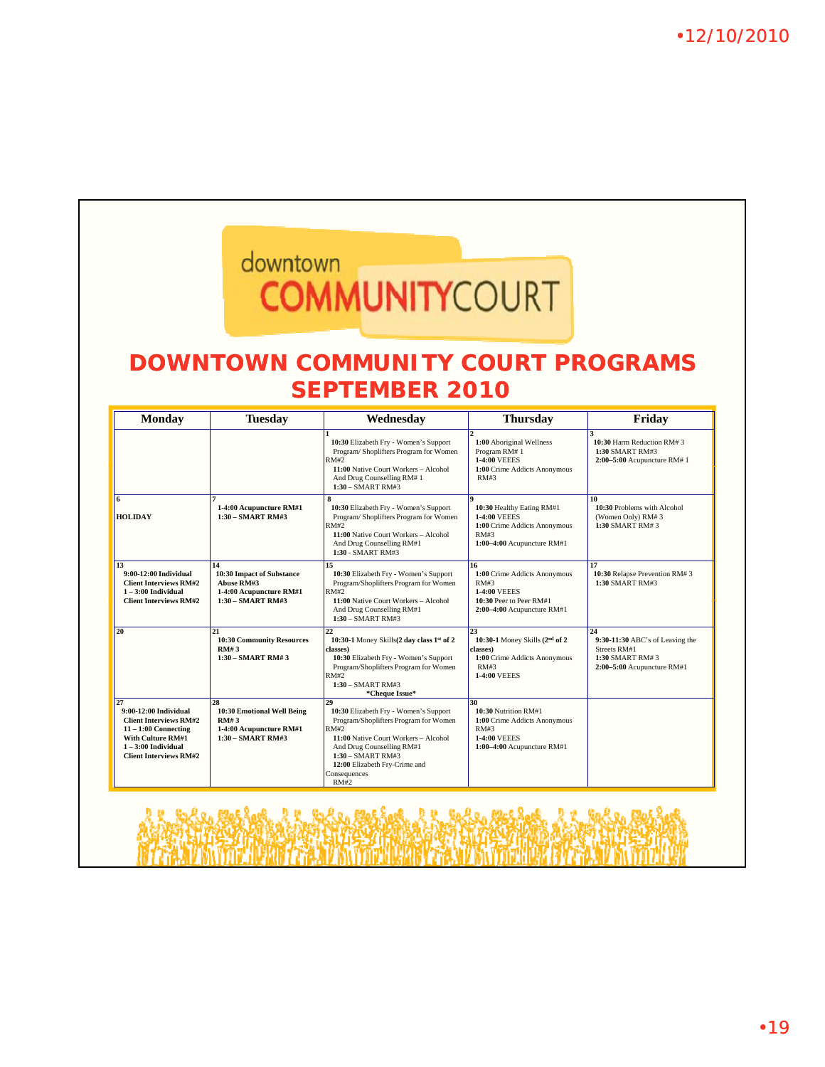downtown COMMUNITYCOURT

# DOWNTOWN COMMUNITY COURT PROGRAMS SEPTEMBER 2010

| Monday | Tuesday | Wednesday | Thursday | Friday |
|---|---|---|---|---|
| | | **1**<br>**10:30** Elizabeth Fry - Women's Support Program/ Shoplifters Program for Women RM#2<br>**11:00** Native Court Workers – Alcohol And Drug Counselling RM# 1<br>**1:30** – SMART RM#3 | **2**<br>**1:00** Aboriginal Wellness Program RM# 1<br>**1-4:00** VEEES<br>**1:00** Crime Addicts Anonymous RM#3 | **3**<br>**10:30** Harm Reduction RM# 3<br>**1:30** SMART RM#3<br>**2:00–5:00** Acupuncture RM# 1 |
| **6**<br>**HOLIDAY** | **7**<br>**1-4:00 Acupuncture RM#1**<br>**1:30 – SMART RM#3** | **8**<br>**10:30** Elizabeth Fry - Women's Support Program/ Shoplifters Program for Women RM#2<br>**11:00** Native Court Workers – Alcohol And Drug Counselling RM#1<br>**1:30** - SMART RM#3 | **9**<br>**10:30** Healthy Eating RM#1<br>**1-4:00** VEEES<br>**1:00** Crime Addicts Anonymous RM#3<br>**1:00–4:00** Acupuncture RM#1 | **10**<br>**10:30** Problems with Alcohol (Women Only) RM# 3<br>**1:30** SMART RM# 3 |
| **13**<br>**9:00-12:00 Individual Client Interviews RM#2**<br>**1 – 3:00 Individual Client Interviews RM#2** | **14**<br>**10:30 Impact of Substance Abuse RM#3**<br>**1-4:00 Acupuncture RM#1**<br>**1:30 – SMART RM#3** | **15**<br>**10:30** Elizabeth Fry - Women's Support Program/Shoplifters Program for Women RM#2<br>**11:00** Native Court Workers – Alcohol And Drug Counselling RM#1<br>**1:30** – SMART RM#3 | **16**<br>**1:00** Crime Addicts Anonymous RM#3<br>**1-4:00** VEEES<br>**10:30** Peer to Peer RM#1<br>**2:00–4:00** Acupuncture RM#1 | **17**<br>**10:30** Relapse Prevention RM# 3<br>**1:30** SMART RM#3 |
| **20** | **21**<br>**10:30 Community Resources RM# 3**<br>**1:30 – SMART RM# 3** | **22**<br>**10:30-1** Money Skills**(2 day class 1st of 2 classes)**<br>**10:30** Elizabeth Fry - Women's Support Program/Shoplifters Program for Women RM#2<br>**1:30** – SMART RM#3<br>***Cheque Issue*** | **23**<br>**10:30-1** Money Skills **(2nd of 2 classes)**<br>**1:00** Crime Addicts Anonymous RM#3<br>**1-4:00** VEEES | **24**<br>**9:30-11:30** ABC's of Leaving the Streets RM#1<br>**1:30** SMART RM# 3<br>**2:00–5:00** Acupuncture RM#1 |
| **27**<br>**9:00-12:00 Individual Client Interviews RM#2**<br>**11 – 1:00 Connecting With Culture RM#1**<br>**1 – 3:00 Individual Client Interviews RM#2** | **28**<br>**10:30 Emotional Well Being RM# 3**<br>**1-4:00 Acupuncture RM#1**<br>**1:30 – SMART RM#3** | **29**<br>**10:30** Elizabeth Fry - Women's Support Program/Shoplifters Program for Women RM#2<br>**11:00** Native Court Workers – Alcohol And Drug Counselling RM#1<br>**1:30** – SMART RM#3<br>**12:00** Elizabeth Fry-Crime and Consequences RM#2 | **30**<br>**10:30** Nutrition RM#1<br>**1:00** Crime Addicts Anonymous RM#3<br>**1-4:00** VEEES<br>**1:00–4:00** Acupuncture RM#1 | |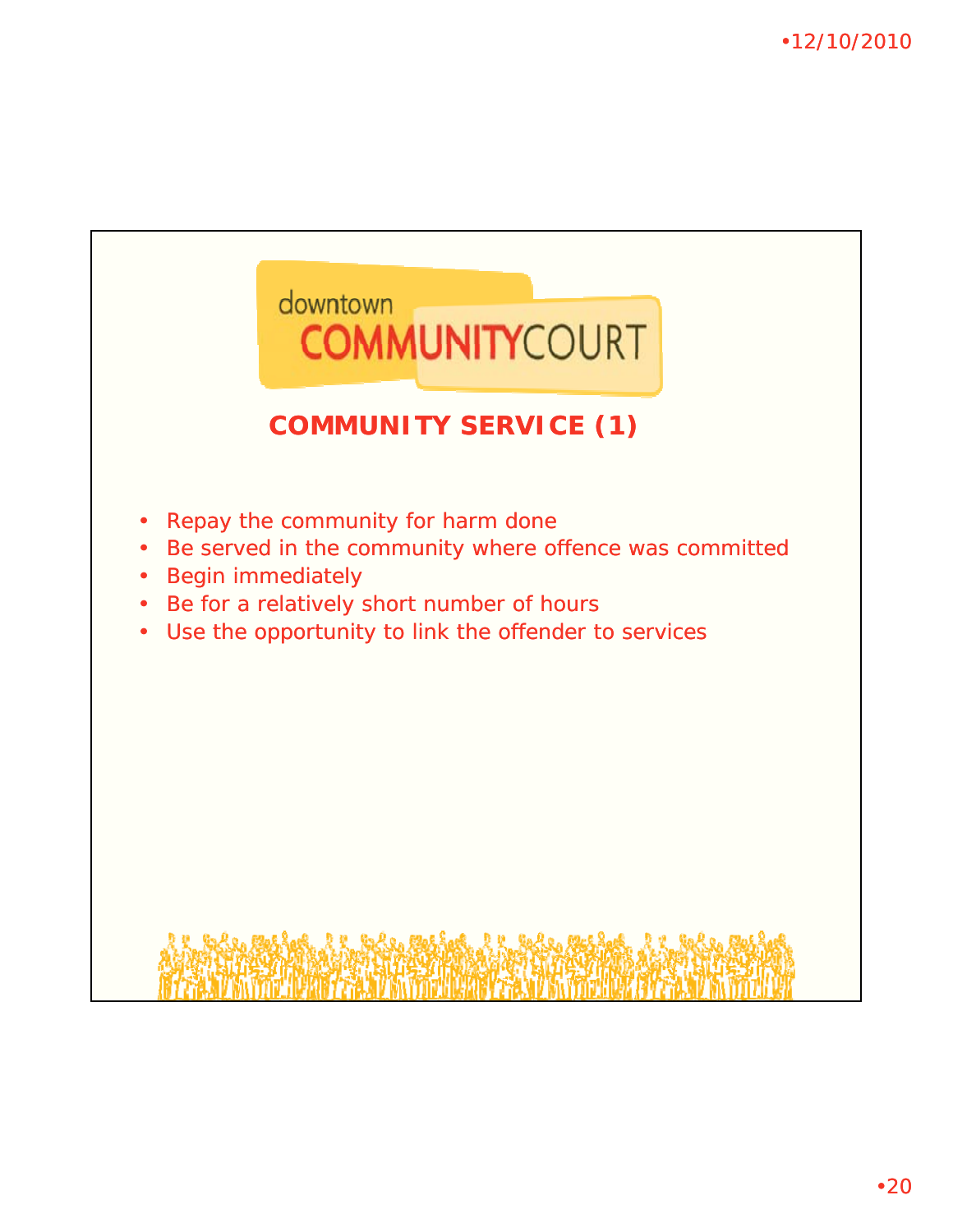downtown COMMUNITYCOURT

## COMMUNITY SERVICE (1)

- Repay the community for harm done
- Be served in the community where offence was committed
- Begin immediately
- Be for a relatively short number of hours
- Use the opportunity to link the offender to services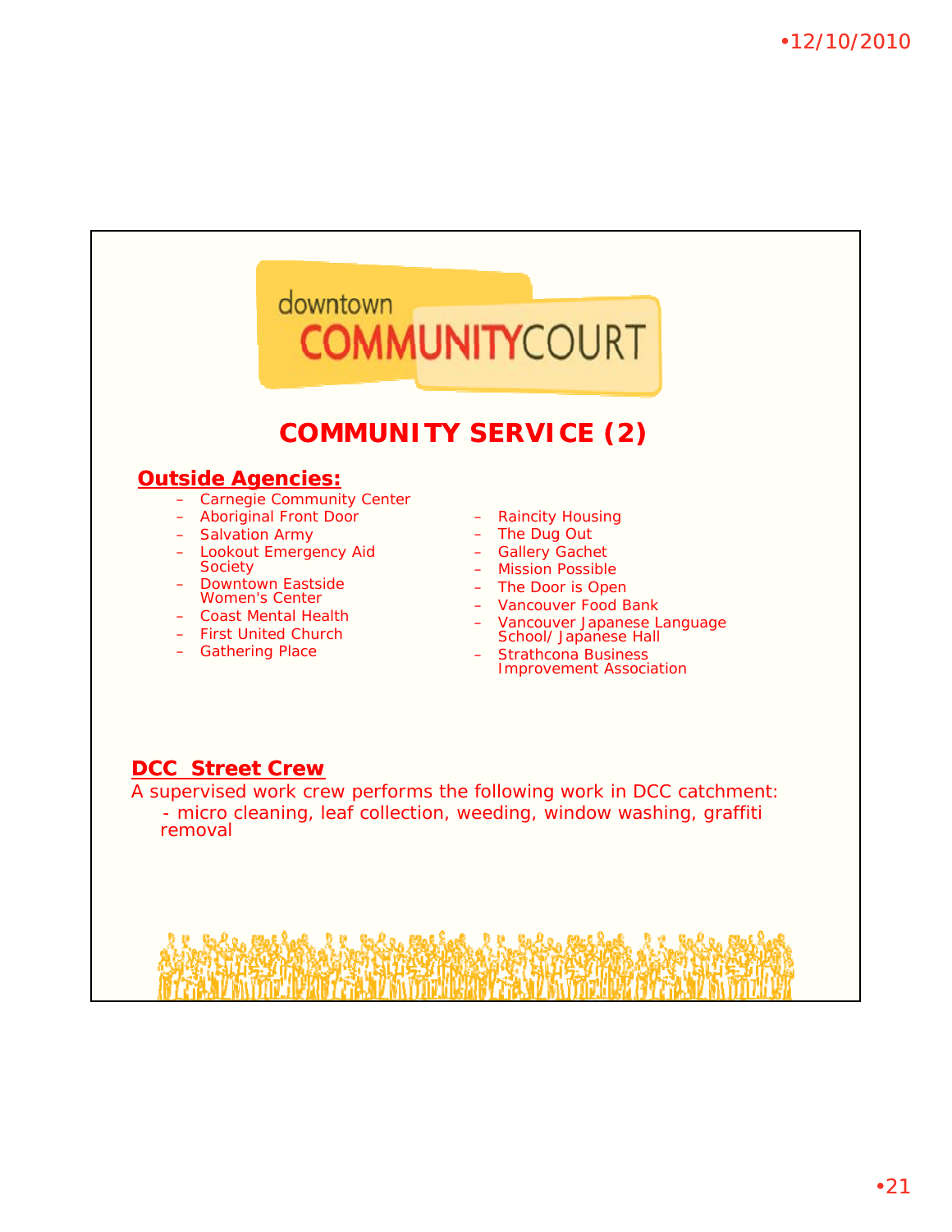downtown COMMUNITYCOURT

# COMMUNITY SERVICE (2)

**Outside Agencies:**

- Carnegie Community Center
- Aboriginal Front Door
- Salvation Army
- Lookout Emergency Aid Society
- Downtown Eastside Women's Center
- Coast Mental Health
- First United Church
- Gathering Place
- Raincity Housing
- The Dug Out
- Gallery Gachet
- Mission Possible
- The Door is Open
- Vancouver Food Bank
- Vancouver Japanese Language School/ Japanese Hall
- Strathcona Business Improvement Association

**DCC Street Crew**

A supervised work crew performs the following work in DCC catchment:
- micro cleaning, leaf collection, weeding, window washing, graffiti removal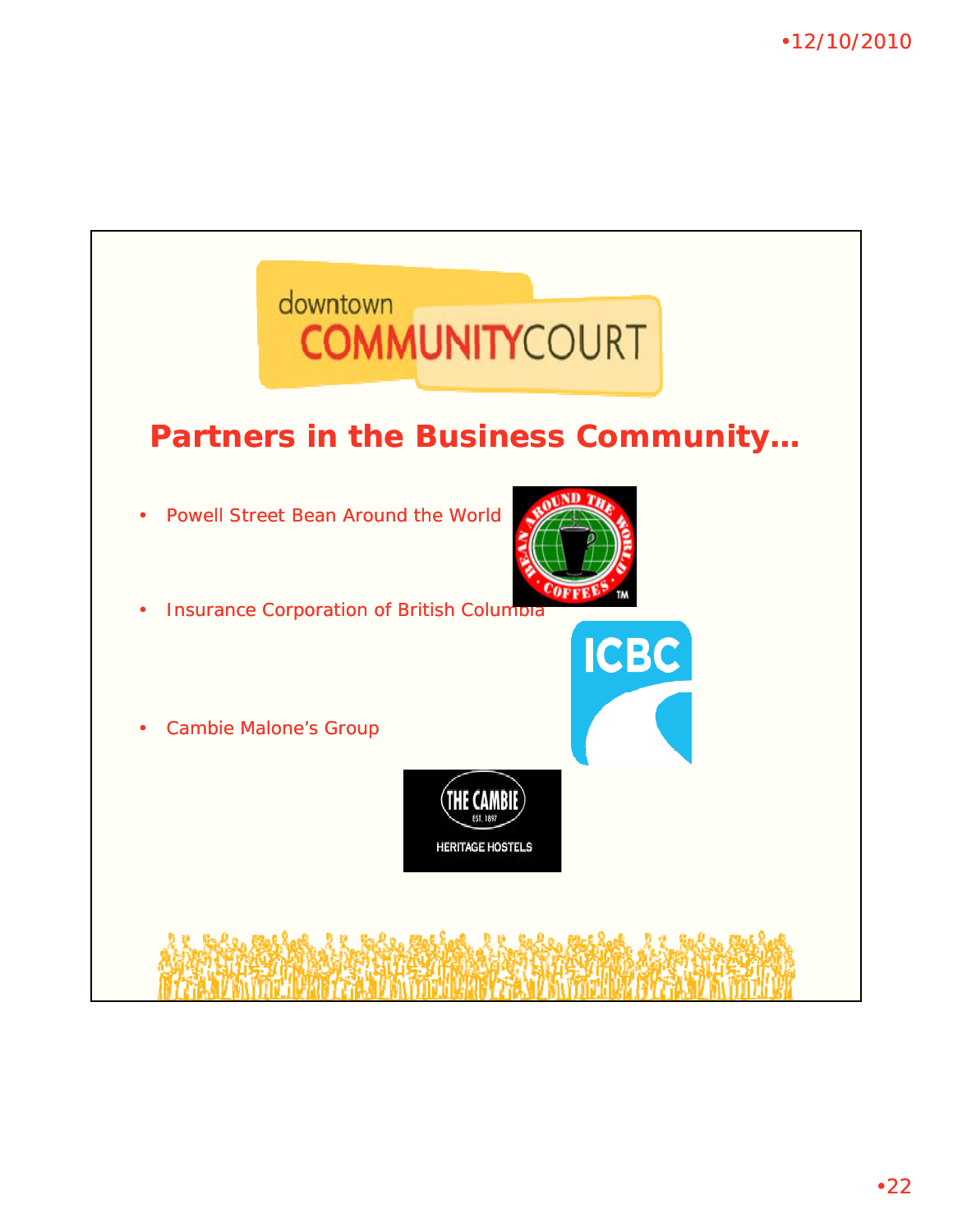downtown COMMUNITYCOURT

## Partners in the Business Community…

- Powell Street Bean Around the World
- Insurance Corporation of British Columbia
- Cambie Malone's Group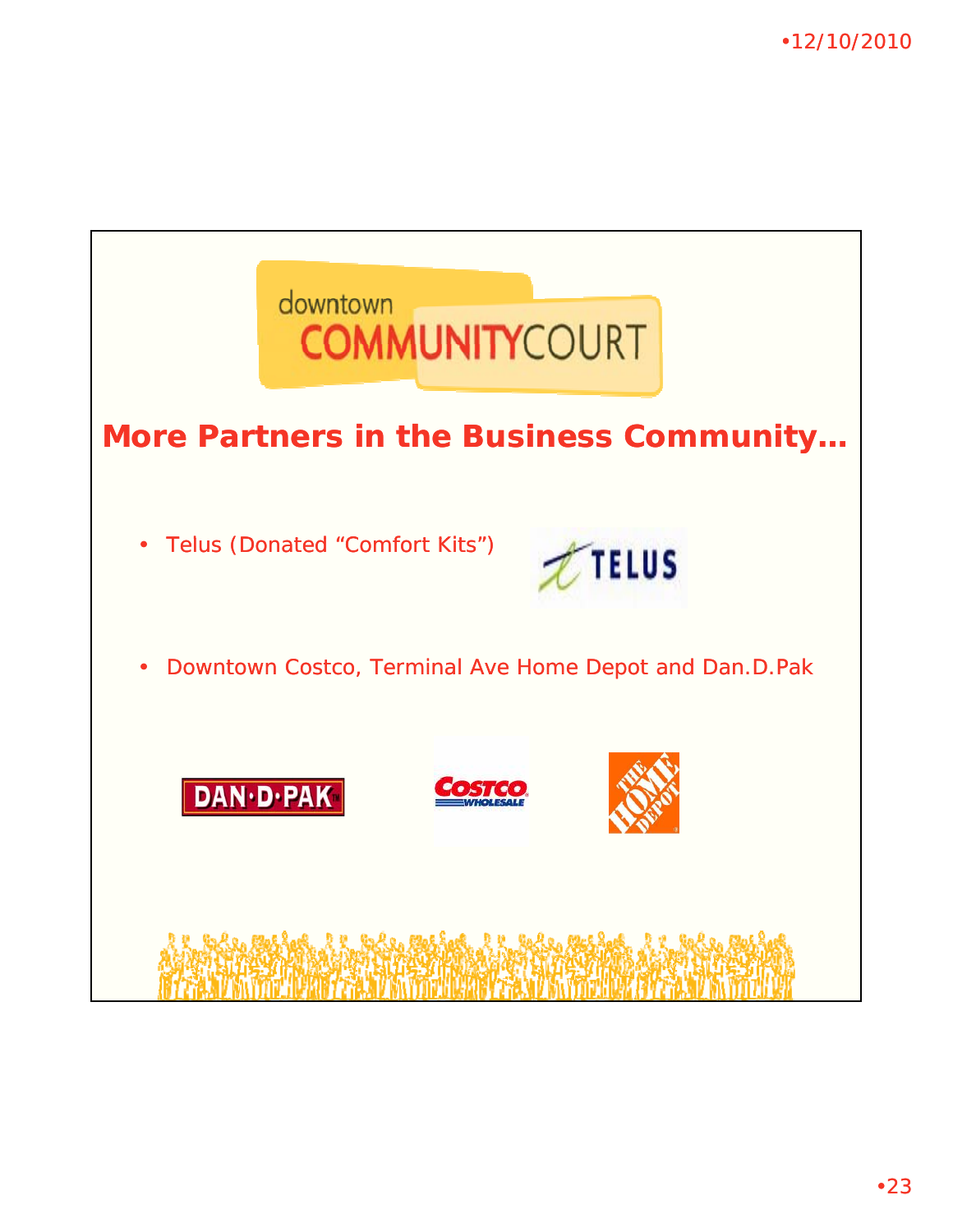downtown COMMUNITYCOURT

## More Partners in the Business Community…

- Telus (Donated "Comfort Kits")
- Downtown Costco, Terminal Ave Home Depot and Dan.D.Pak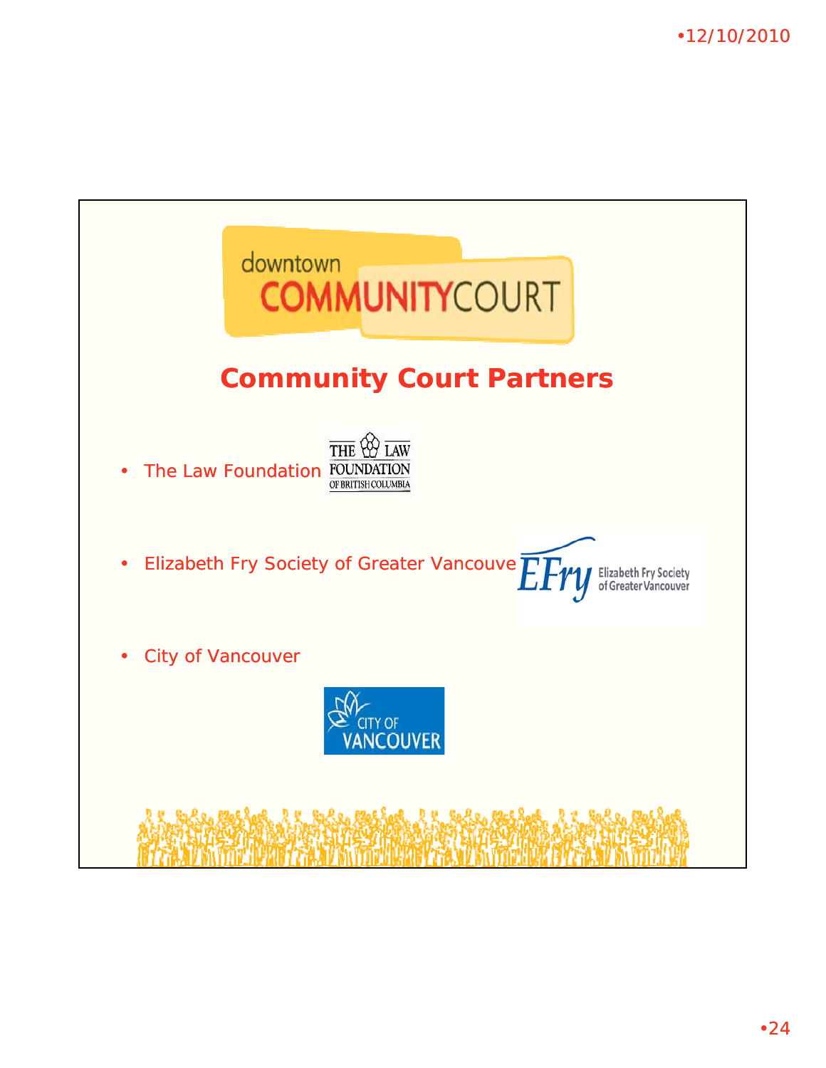downtown COMMUNITYCOURT

## Community Court Partners

- The Law Foundation
- Elizabeth Fry Society of Greater Vancouve
- City of Vancouver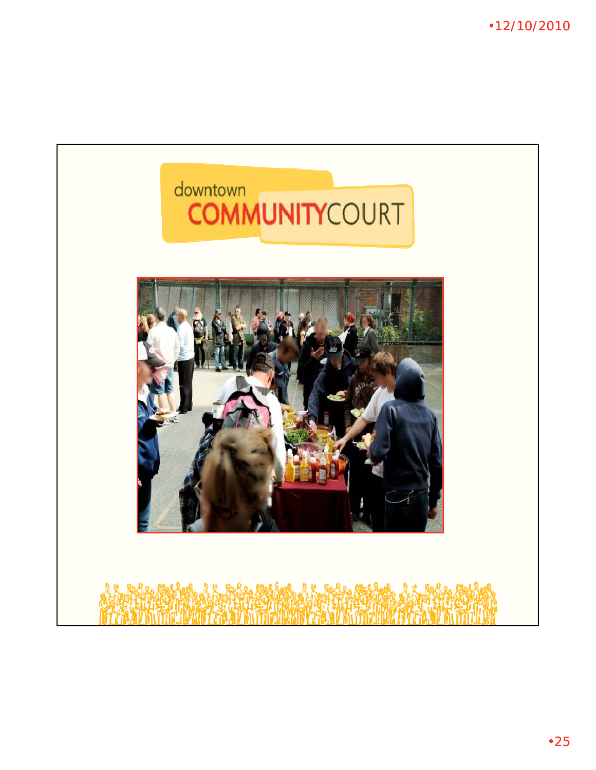downtown COMMUNITYCOURT